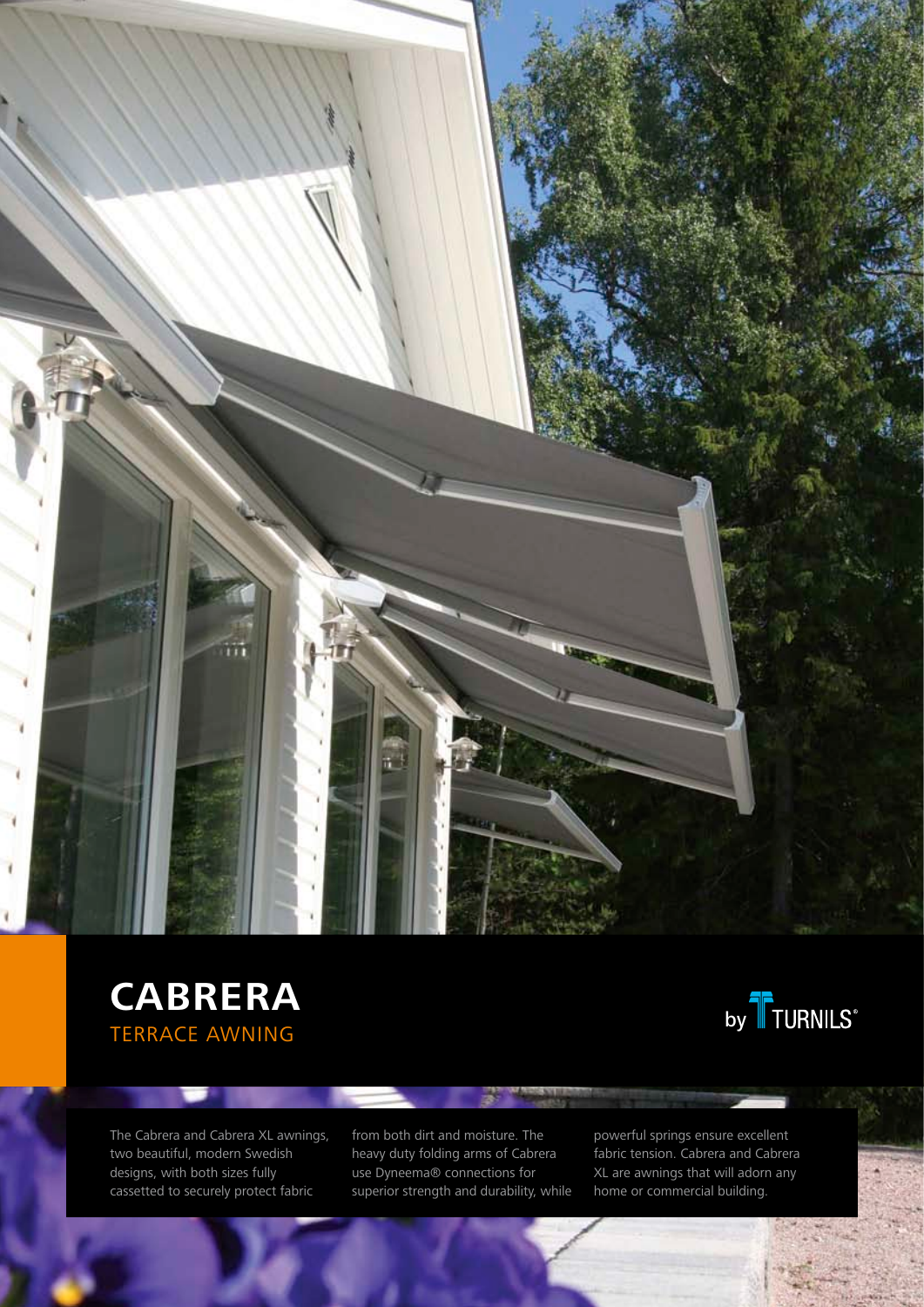# CABRERA

## TERRACE AWNING

by TURNILS®

The Cabrera and Cabrera XL awnings, two beautiful, modern Swedish designs, with both sizes fully cassetted to securely protect fabric from both dirt and moisture. The heavy duty folding arms of Cabrera use Dyneema® connections for superior strength and durability, while powerful springs ensure excellent fabric tension. Cabrera and Cabrera XL are awnings that will adorn any home or commercial building.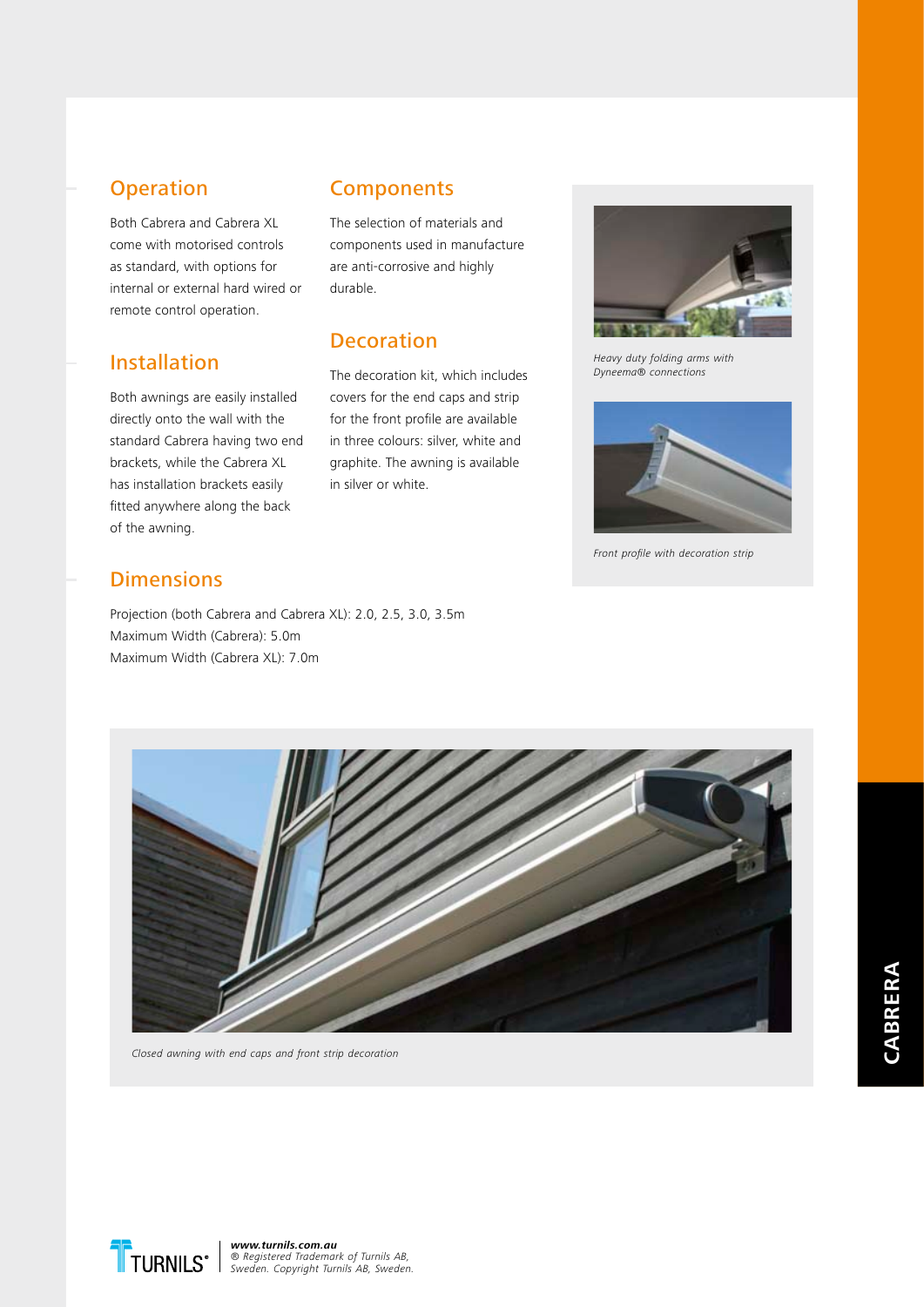## Operation

Both Cabrera and Cabrera XL come with motorised controls as standard, with options for internal or external hard wired or remote control operation.

## Installation

Both awnings are easily installed directly onto the wall with the standard Cabrera having two end brackets, while the Cabrera XL has installation brackets easily fitted anywhere along the back of the awning.

## Components

The selection of materials and components used in manufacture are anti-corrosive and highly durable.

## Decoration

The decoration kit, which includes covers for the end caps and strip for the front profile are available in three colours: silver, white and graphite. The awning is available in silver or white.

## Dimensions

Projection (both Cabrera and Cabrera XL): 2.0, 2.5, 3.0, 3.5m
Maximum Width (Cabrera): 5.0m
Maximum Width (Cabrera XL): 7.0m

*Heavy duty folding arms with Dyneema® connections*

*Front profile with decoration strip*

*Closed awning with end caps and front strip decoration*

CABRERA

TURNILS®

***www.turnils.com.au***
*® Registered Trademark of Turnils AB, Sweden. Copyright Turnils AB, Sweden.*